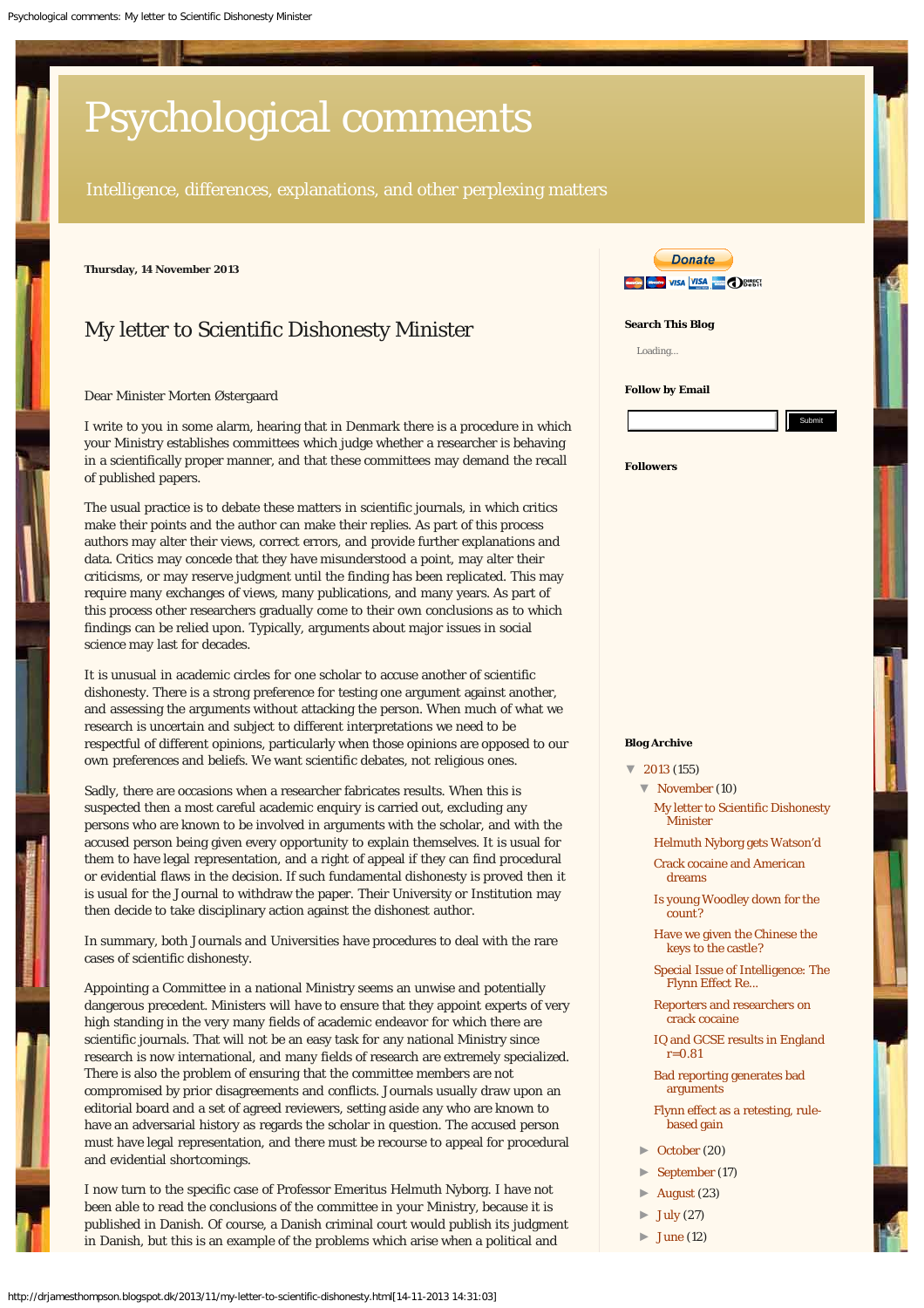# Psychological comments

Intelligence, differences, explanations, and other perplexing matters

**Thursday, 14 November 2013**

## My letter to Scientific Dishonesty Minister

Dear Minister Morten Østergaard

I write to you in some alarm, hearing that in Denmark there is a procedure in which your Ministry establishes committees which judge whether a researcher is behaving in a scientifically proper manner, and that these committees may demand the recall of published papers.

The usual practice is to debate these matters in scientific journals, in which critics make their points and the author can make their replies. As part of this process authors may alter their views, correct errors, and provide further explanations and data. Critics may concede that they have misunderstood a point, may alter their criticisms, or may reserve judgment until the finding has been replicated. This may require many exchanges of views, many publications, and many years. As part of this process other researchers gradually come to their own conclusions as to which findings can be relied upon. Typically, arguments about major issues in social science may last for decades.

It is unusual in academic circles for one scholar to accuse another of scientific dishonesty. There is a strong preference for testing one argument against another, and assessing the arguments without attacking the person. When much of what we research is uncertain and subject to different interpretations we need to be respectful of different opinions, particularly when those opinions are opposed to our own preferences and beliefs. We want scientific debates, not religious ones.

Sadly, there are occasions when a researcher fabricates results. When this is suspected then a most careful academic enquiry is carried out, excluding any persons who are known to be involved in arguments with the scholar, and with the accused person being given every opportunity to explain themselves. It is usual for them to have legal representation, and a right of appeal if they can find procedural or evidential flaws in the decision. If such fundamental dishonesty is proved then it is usual for the Journal to withdraw the paper. Their University or Institution may then decide to take disciplinary action against the dishonest author.

In summary, both Journals and Universities have procedures to deal with the rare cases of scientific dishonesty.

Appointing a Committee in a national Ministry seems an unwise and potentially dangerous precedent. Ministers will have to ensure that they appoint experts of very high standing in the very many fields of academic endeavor for which there are scientific journals. That will not be an easy task for any national Ministry since research is now international, and many fields of research are extremely specialized. There is also the problem of ensuring that the committee members are not compromised by prior disagreements and conflicts. Journals usually draw upon an editorial board and a set of agreed reviewers, setting aside any who are known to have an adversarial history as regards the scholar in question. The accused person must have legal representation, and there must be recourse to appeal for procedural and evidential shortcomings.

I now turn to the specific case of Professor Emeritus Helmuth Nyborg. I have not been able to read the conclusions of the committee in your Ministry, because it is published in Danish. Of course, a Danish criminal court would publish its judgment in Danish, but this is an example of the problems which arise when a political and

Donate

**Search This Blog**

Loading...

**Follow by Email**

Submit

**Followers**

**Blog Archive**

- ▼ 2013 (155)
  - ▼ November (10)
    - My letter to Scientific Dishonesty Minister
    - Helmuth Nyborg gets Watson'd
    - Crack cocaine and American dreams
    - Is young Woodley down for the count?
    - Have we given the Chinese the keys to the castle?
    - Special Issue of Intelligence: The Flynn Effect Re...
    - Reporters and researchers on crack cocaine
    - IQ and GCSE results in England r=0.81
    - Bad reporting generates bad arguments
    - Flynn effect as a retesting, rule-based gain
  - ► October (20)
  - ► September (17)
  - ► August (23)
  - ► July (27)
  - ► June (12)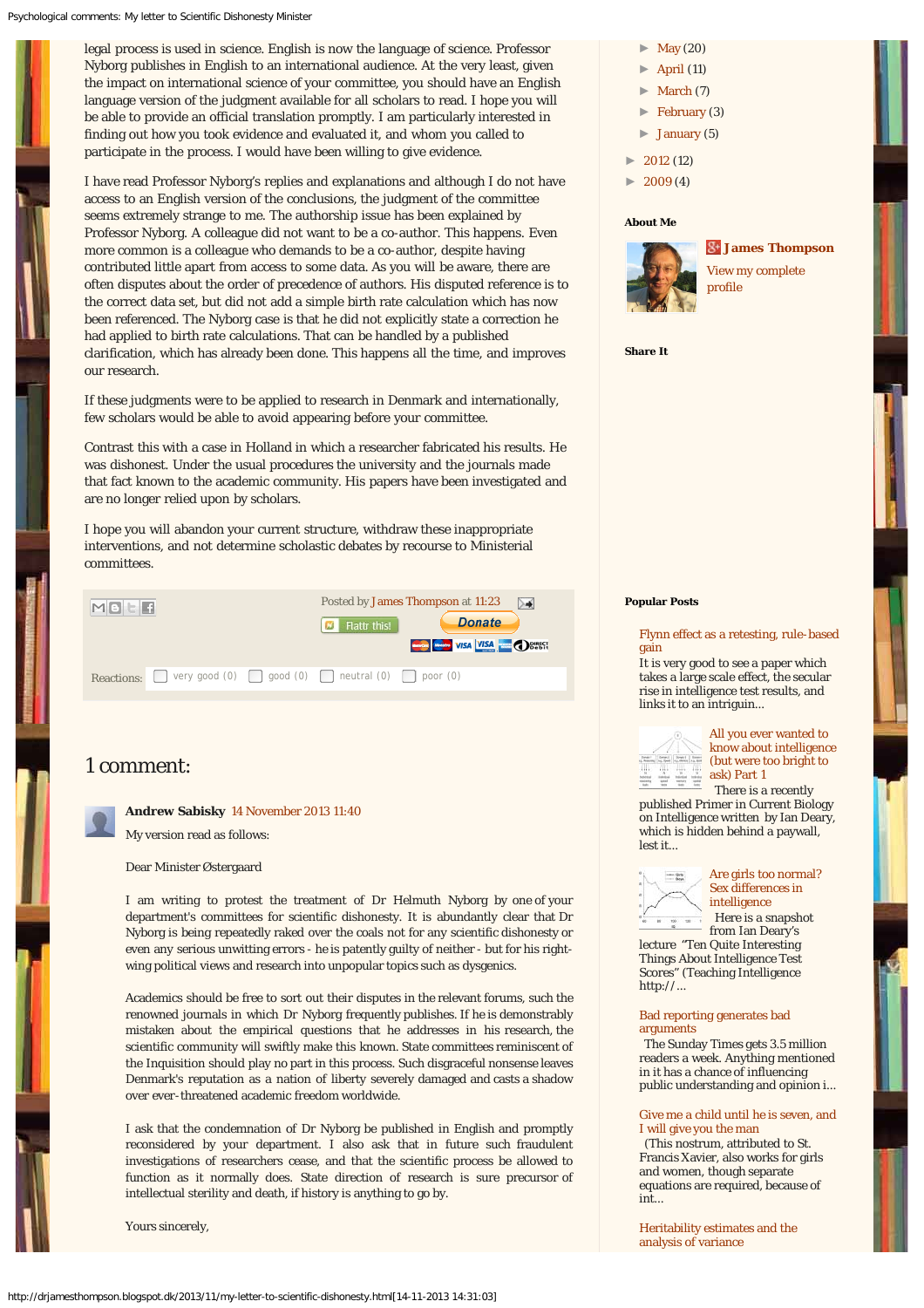legal process is used in science. English is now the language of science. Professor Nyborg publishes in English to an international audience. At the very least, given the impact on international science of your committee, you should have an English language version of the judgment available for all scholars to read. I hope you will be able to provide an official translation promptly. I am particularly interested in finding out how you took evidence and evaluated it, and whom you called to participate in the process. I would have been willing to give evidence.

I have read Professor Nyborg's replies and explanations and although I do not have access to an English version of the conclusions, the judgment of the committee seems extremely strange to me. The authorship issue has been explained by Professor Nyborg. A colleague did not want to be a co-author. This happens. Even more common is a colleague who demands to be a co-author, despite having contributed little apart from access to some data. As you will be aware, there are often disputes about the order of precedence of authors. His disputed reference is to the correct data set, but did not add a simple birth rate calculation which has now been referenced. The Nyborg case is that he did not explicitly state a correction he had applied to birth rate calculations. That can be handled by a published clarification, which has already been done. This happens all the time, and improves our research.

If these judgments were to be applied to research in Denmark and internationally, few scholars would be able to avoid appearing before your committee.

Contrast this with a case in Holland in which a researcher fabricated his results. He was dishonest. Under the usual procedures the university and the journals made that fact known to the academic community. His papers have been investigated and are no longer relied upon by scholars.

I hope you will abandon your current structure, withdraw these inappropriate interventions, and not determine scholastic debates by recourse to Ministerial committees.

Posted by James Thompson at 11:23

Flattr this! Donate

Reactions: very good (0) good (0) neutral (0) poor (0)

## 1 comment:

**Andrew Sabisky** 14 November 2013 11:40

My version read as follows:

Dear Minister Østergaard

I am writing to protest the treatment of Dr Helmuth Nyborg by one of your department's committees for scientific dishonesty. It is abundantly clear that Dr Nyborg is being repeatedly raked over the coals not for any scientific dishonesty or even any serious unwitting errors - he is patently guilty of neither - but for his right-wing political views and research into unpopular topics such as dysgenics.

Academics should be free to sort out their disputes in the relevant forums, such the renowned journals in which Dr Nyborg frequently publishes. If he is demonstrably mistaken about the empirical questions that he addresses in his research, the scientific community will swiftly make this known. State committees reminiscent of the Inquisition should play no part in this process. Such disgraceful nonsense leaves Denmark's reputation as a nation of liberty severely damaged and casts a shadow over ever-threatened academic freedom worldwide.

I ask that the condemnation of Dr Nyborg be published in English and promptly reconsidered by your department. I also ask that in future such fraudulent investigations of researchers cease, and that the scientific process be allowed to function as it normally does. State direction of research is sure precursor of intellectual sterility and death, if history is anything to go by.

Yours sincerely,

- May (20)
- April (11)
- March (7)
- February (3)
- January (5)
- 2012 (12)
- 2009 (4)

**About Me**

**James Thompson**

View my complete profile

**Share It**

**Popular Posts**

Flynn effect as a retesting, rule-based gain

It is very good to see a paper which takes a large scale effect, the secular rise in intelligence test results, and links it to an intriguin...

All you ever wanted to know about intelligence (but were too bright to ask) Part 1

There is a recently published Primer in Current Biology on Intelligence written by Ian Deary, which is hidden behind a paywall, lest it...

Are girls too normal? Sex differences in intelligence

Here is a snapshot from Ian Deary's lecture "Ten Quite Interesting Things About Intelligence Test Scores" (Teaching Intelligence http://...

Bad reporting generates bad arguments

The Sunday Times gets 3.5 million readers a week. Anything mentioned in it has a chance of influencing public understanding and opinion i...

Give me a child until he is seven, and I will give you the man

(This nostrum, attributed to St. Francis Xavier, also works for girls and women, though separate equations are required, because of int...

Heritability estimates and the analysis of variance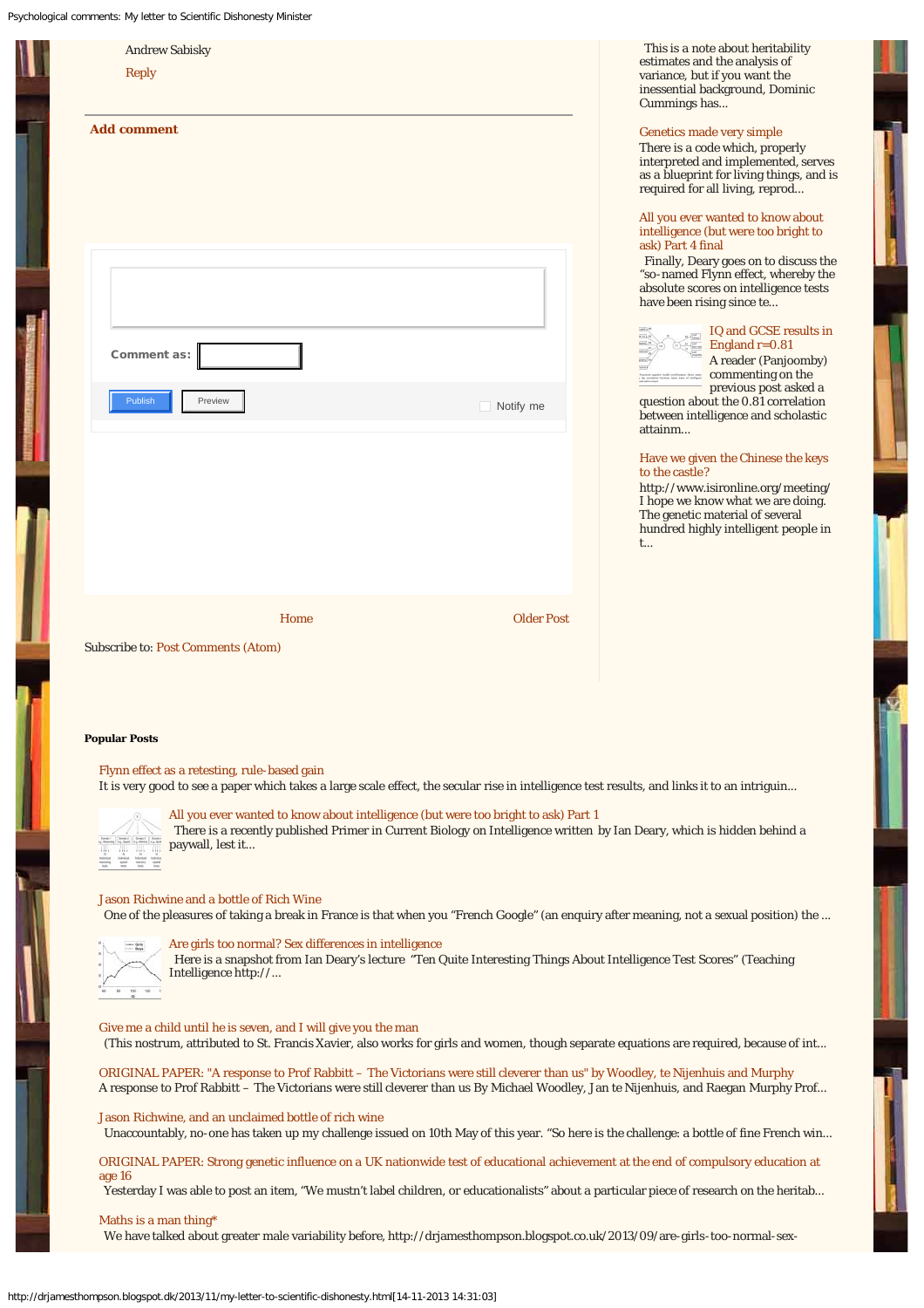Andrew Sabisky

Reply

**Add comment**

Comment as:

Publish Preview

Notify me

Home

Older Post

Subscribe to: Post Comments (Atom)

This is a note about heritability estimates and the analysis of variance, but if you want the inessential background, Dominic Cummings has...

Genetics made very simple

There is a code which, properly interpreted and implemented, serves as a blueprint for living things, and is required for all living, reprod...

All you ever wanted to know about intelligence (but were too bright to ask) Part 4 final

Finally, Deary goes on to discuss the "so-named Flynn effect, whereby the absolute scores on intelligence tests have been rising since te...

IQ and GCSE results in England r=0.81

A reader (Panjoomby) commenting on the previous post asked a question about the 0.81 correlation between intelligence and scholastic attainm...

Have we given the Chinese the keys to the castle?

http://www.isironline.org/meeting/ I hope we know what we are doing. The genetic material of several hundred highly intelligent people in t...

**Popular Posts**

Flynn effect as a retesting, rule-based gain

It is very good to see a paper which takes a large scale effect, the secular rise in intelligence test results, and links it to an intriguin...

All you ever wanted to know about intelligence (but were too bright to ask) Part 1

There is a recently published Primer in Current Biology on Intelligence written by Ian Deary, which is hidden behind a paywall, lest it...

Jason Richwine and a bottle of Rich Wine

One of the pleasures of taking a break in France is that when you "French Google" (an enquiry after meaning, not a sexual position) the ...

Are girls too normal? Sex differences in intelligence

Here is a snapshot from Ian Deary's lecture "Ten Quite Interesting Things About Intelligence Test Scores" (Teaching Intelligence http://...

Give me a child until he is seven, and I will give you the man

(This nostrum, attributed to St. Francis Xavier, also works for girls and women, though separate equations are required, because of int...

ORIGINAL PAPER: "A response to Prof Rabbitt – The Victorians were still cleverer than us" by Woodley, te Nijenhuis and Murphy

A response to Prof Rabbitt – The Victorians were still cleverer than us By Michael Woodley, Jan te Nijenhuis, and Raegan Murphy Prof...

Jason Richwine, and an unclaimed bottle of rich wine

Unaccountably, no-one has taken up my challenge issued on 10th May of this year. "So here is the challenge: a bottle of fine French win...

ORIGINAL PAPER: Strong genetic influence on a UK nationwide test of educational achievement at the end of compulsory education at age 16

Yesterday I was able to post an item, "We mustn't label children, or educationalists" about a particular piece of research on the heritab...

Maths is a man thing*

We have talked about greater male variability before, http://drjamesthompson.blogspot.co.uk/2013/09/are-girls-too-normal-sex-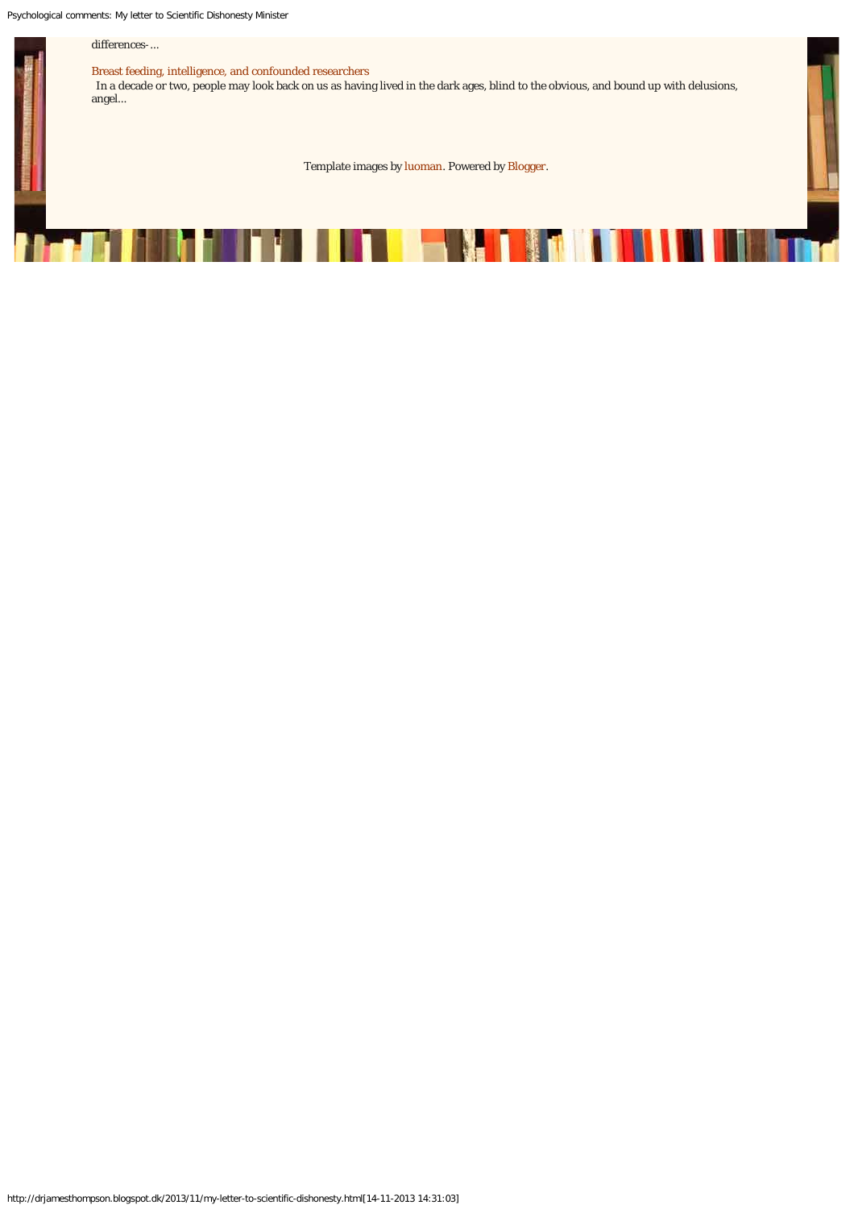differences-...

Breast feeding, intelligence, and confounded researchers
In a decade or two, people may look back on us as having lived in the dark ages, blind to the obvious, and bound up with delusions, angel...

Template images by luoman. Powered by Blogger.